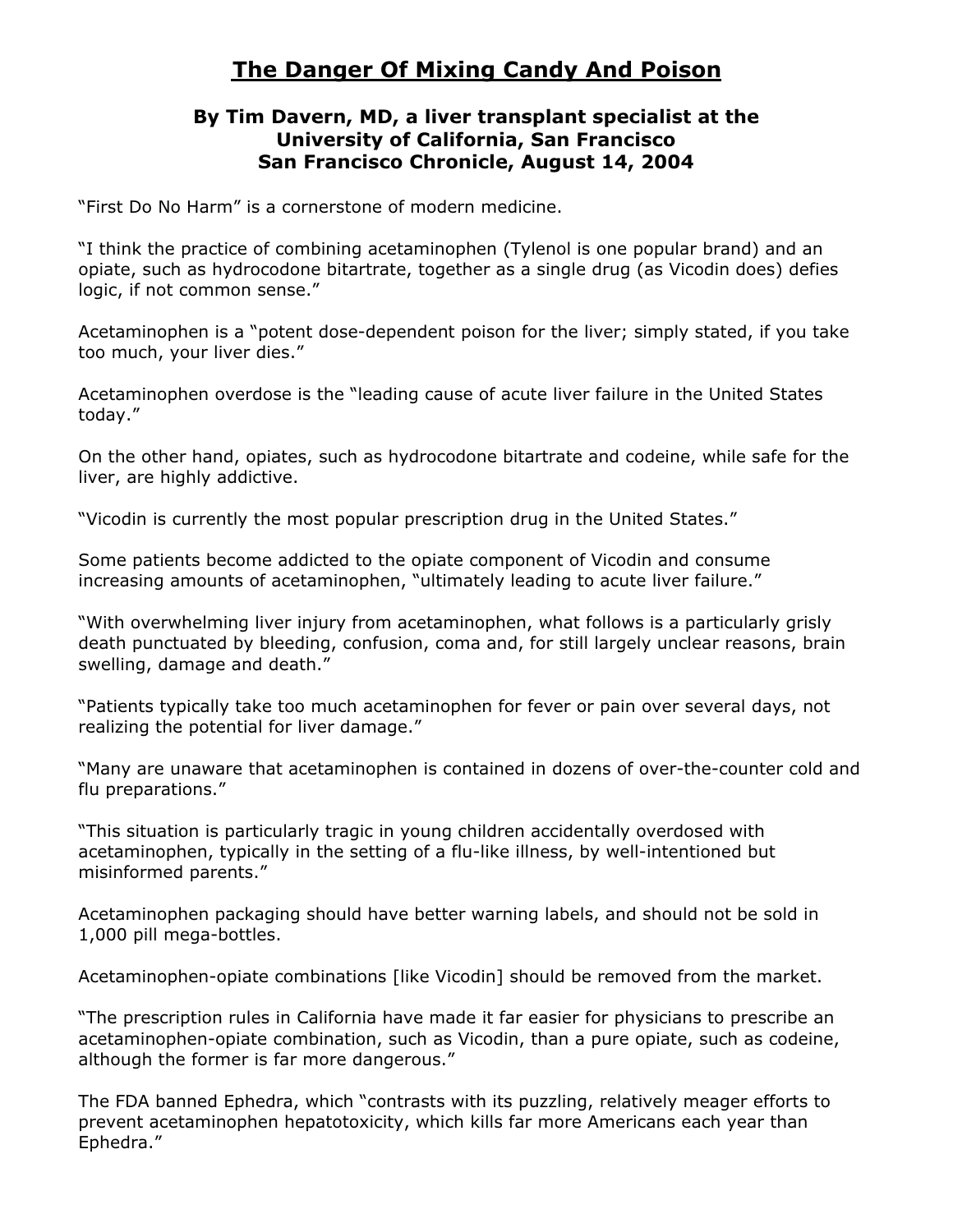# The Danger Of Mixing Candy And Poison

### By Tim Davern, MD, a liver transplant specialist at the University of California, San Francisco
### San Francisco Chronicle, August 14, 2004

"First Do No Harm" is a cornerstone of modern medicine.

"I think the practice of combining acetaminophen (Tylenol is one popular brand) and an opiate, such as hydrocodone bitartrate, together as a single drug (as Vicodin does) defies logic, if not common sense."

Acetaminophen is a "potent dose-dependent poison for the liver; simply stated, if you take too much, your liver dies."

Acetaminophen overdose is the "leading cause of acute liver failure in the United States today."

On the other hand, opiates, such as hydrocodone bitartrate and codeine, while safe for the liver, are highly addictive.

"Vicodin is currently the most popular prescription drug in the United States."

Some patients become addicted to the opiate component of Vicodin and consume increasing amounts of acetaminophen, "ultimately leading to acute liver failure."

"With overwhelming liver injury from acetaminophen, what follows is a particularly grisly death punctuated by bleeding, confusion, coma and, for still largely unclear reasons, brain swelling, damage and death."

"Patients typically take too much acetaminophen for fever or pain over several days, not realizing the potential for liver damage."

"Many are unaware that acetaminophen is contained in dozens of over-the-counter cold and flu preparations."

"This situation is particularly tragic in young children accidentally overdosed with acetaminophen, typically in the setting of a flu-like illness, by well-intentioned but misinformed parents."

Acetaminophen packaging should have better warning labels, and should not be sold in 1,000 pill mega-bottles.

Acetaminophen-opiate combinations [like Vicodin] should be removed from the market.

"The prescription rules in California have made it far easier for physicians to prescribe an acetaminophen-opiate combination, such as Vicodin, than a pure opiate, such as codeine, although the former is far more dangerous."

The FDA banned Ephedra, which "contrasts with its puzzling, relatively meager efforts to prevent acetaminophen hepatotoxicity, which kills far more Americans each year than Ephedra."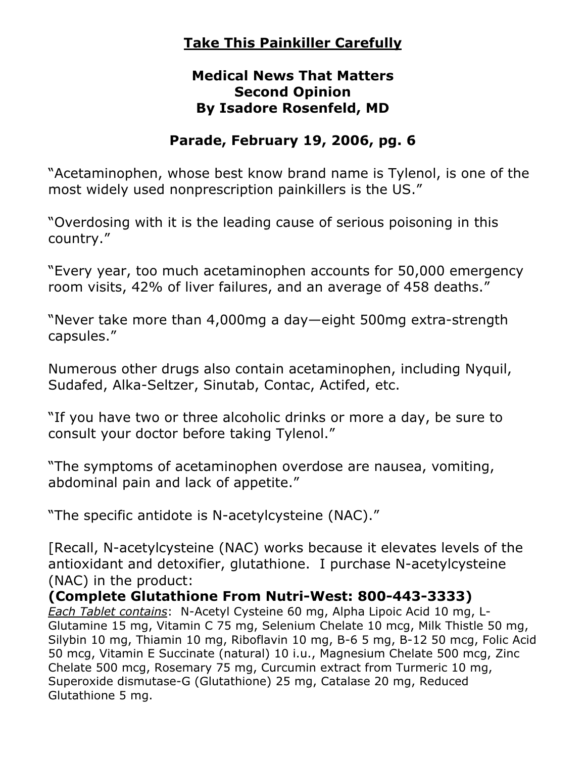## Take This Painkiller Carefully

**Medical News That Matters**
**Second Opinion**
**By Isadore Rosenfeld, MD**

**Parade, February 19, 2006, pg. 6**

"Acetaminophen, whose best know brand name is Tylenol, is one of the most widely used nonprescription painkillers is the US."

"Overdosing with it is the leading cause of serious poisoning in this country."

"Every year, too much acetaminophen accounts for 50,000 emergency room visits, 42% of liver failures, and an average of 458 deaths."

"Never take more than 4,000mg a day—eight 500mg extra-strength capsules."

Numerous other drugs also contain acetaminophen, including Nyquil, Sudafed, Alka-Seltzer, Sinutab, Contac, Actifed, etc.

"If you have two or three alcoholic drinks or more a day, be sure to consult your doctor before taking Tylenol."

"The symptoms of acetaminophen overdose are nausea, vomiting, abdominal pain and lack of appetite."

"The specific antidote is N-acetylcysteine (NAC)."

[Recall, N-acetylcysteine (NAC) works because it elevates levels of the antioxidant and detoxifier, glutathione. I purchase N-acetylcysteine (NAC) in the product:

**(Complete Glutathione From Nutri-West: 800-443-3333)**

*Each Tablet contains*: N-Acetyl Cysteine 60 mg, Alpha Lipoic Acid 10 mg, L-Glutamine 15 mg, Vitamin C 75 mg, Selenium Chelate 10 mcg, Milk Thistle 50 mg, Silybin 10 mg, Thiamin 10 mg, Riboflavin 10 mg, B-6 5 mg, B-12 50 mcg, Folic Acid 50 mcg, Vitamin E Succinate (natural) 10 i.u., Magnesium Chelate 500 mcg, Zinc Chelate 500 mcg, Rosemary 75 mg, Curcumin extract from Turmeric 10 mg, Superoxide dismutase-G (Glutathione) 25 mg, Catalase 20 mg, Reduced Glutathione 5 mg.